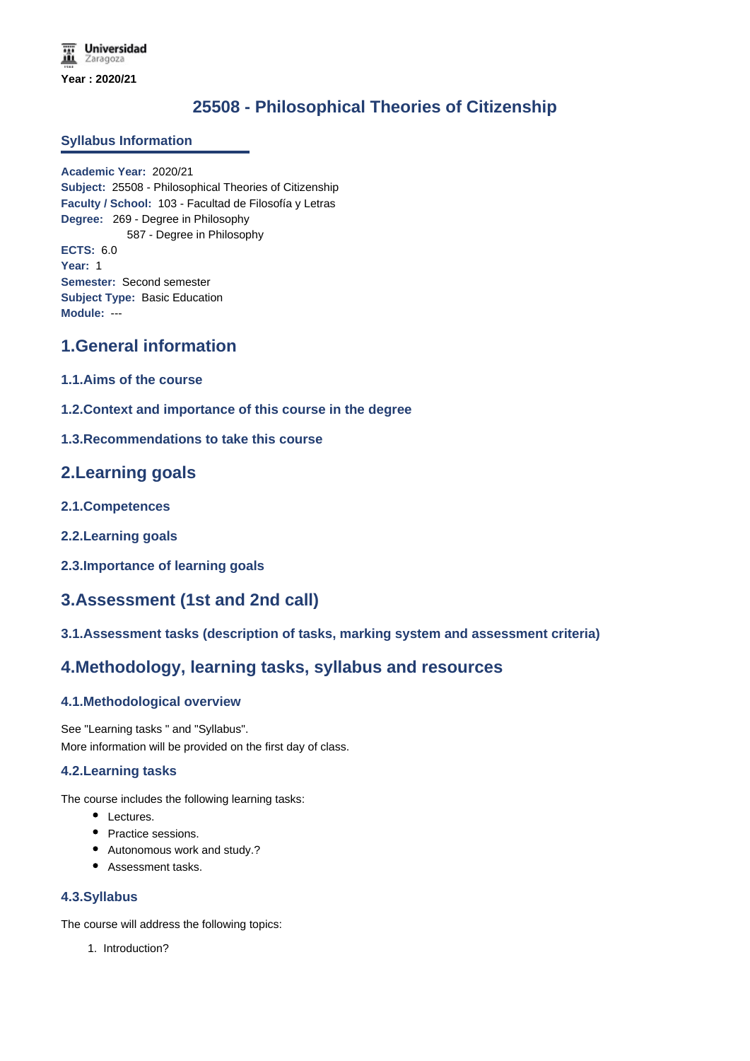Universidad Zaragoza

Year : 2020/21

# 25508 - Philosophical Theories of Citizenship

## Syllabus Information

**Academic Year:** 2020/21
**Subject:** 25508 - Philosophical Theories of Citizenship
**Faculty / School:** 103 - Facultad de Filosofía y Letras
**Degree:** 269 - Degree in Philosophy
587 - Degree in Philosophy
**ECTS:** 6.0
**Year:** 1
**Semester:** Second semester
**Subject Type:** Basic Education
**Module:** ---

## 1.General information

### 1.1.Aims of the course

### 1.2.Context and importance of this course in the degree

### 1.3.Recommendations to take this course

## 2.Learning goals

### 2.1.Competences

### 2.2.Learning goals

### 2.3.Importance of learning goals

## 3.Assessment (1st and 2nd call)

### 3.1.Assessment tasks (description of tasks, marking system and assessment criteria)

## 4.Methodology, learning tasks, syllabus and resources

### 4.1.Methodological overview

See "Learning tasks " and "Syllabus".
More information will be provided on the first day of class.

### 4.2.Learning tasks

The course includes the following learning tasks:

- Lectures.
- Practice sessions.
- Autonomous work and study.?
- Assessment tasks.

### 4.3.Syllabus

The course will address the following topics:

1. Introduction?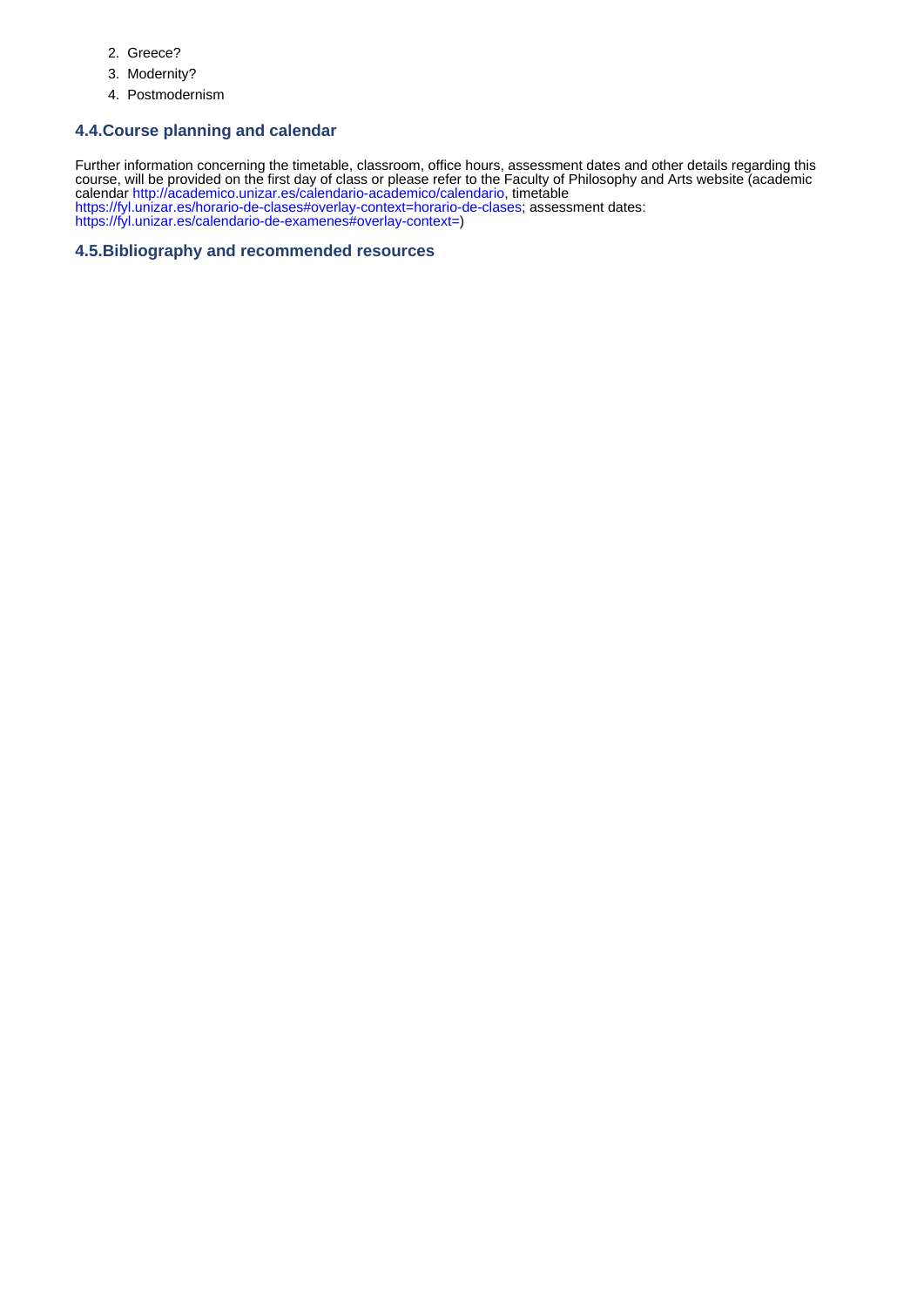2. Greece?
3. Modernity?
4. Postmodernism

### 4.4.Course planning and calendar

Further information concerning the timetable, classroom, office hours, assessment dates and other details regarding this course, will be provided on the first day of class or please refer to the Faculty of Philosophy and Arts website (academic calendar http://academico.unizar.es/calendario-academico/calendario, timetable https://fyl.unizar.es/horario-de-clases#overlay-context=horario-de-clases; assessment dates: https://fyl.unizar.es/calendario-de-examenes#overlay-context=)

### 4.5.Bibliography and recommended resources